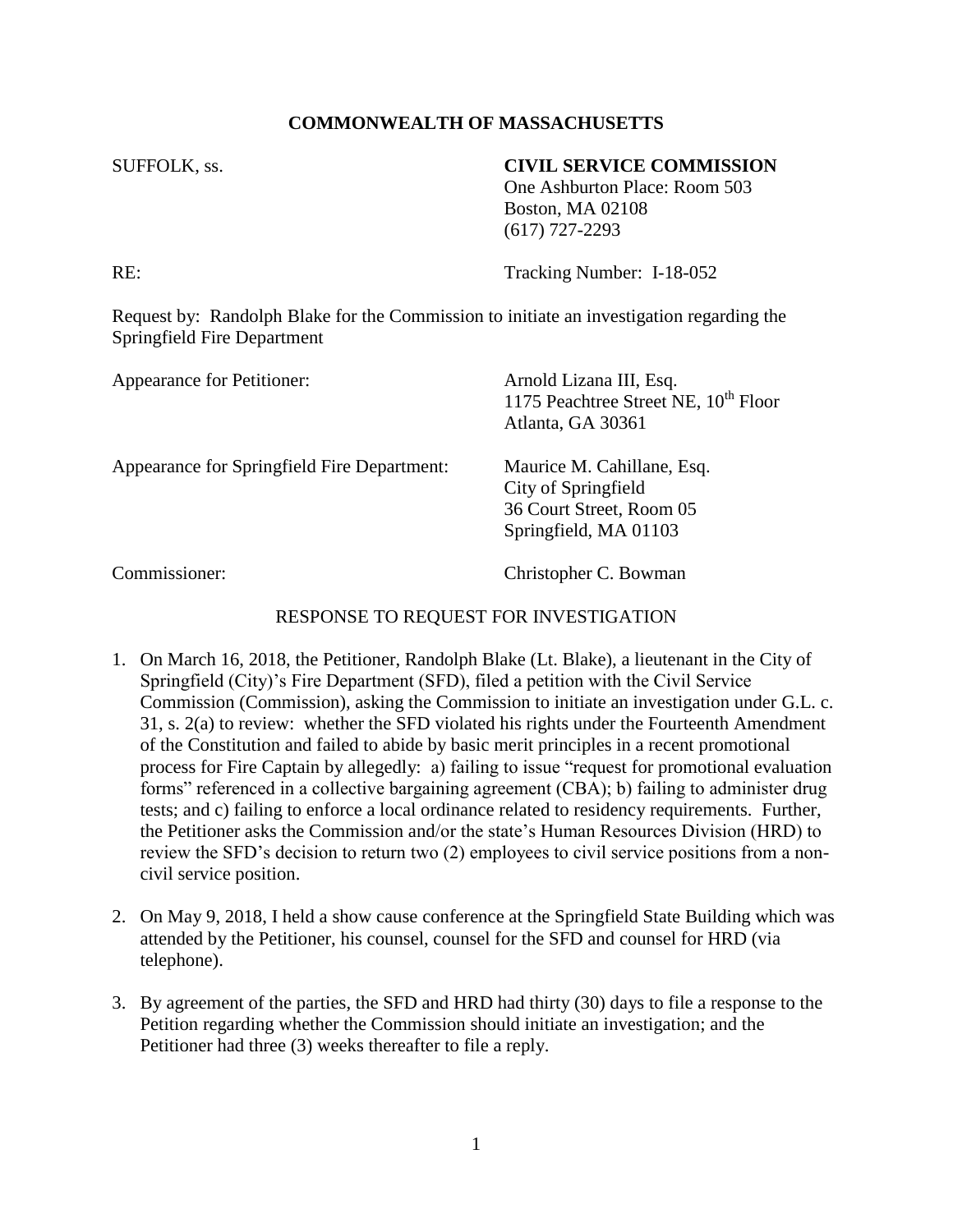**COMMONWEALTH OF MASSACHUSETTS**

SUFFOLK, ss.

**CIVIL SERVICE COMMISSION**
One Ashburton Place: Room 503
Boston, MA 02108
(617) 727-2293

RE: Tracking Number: I-18-052

Request by: Randolph Blake for the Commission to initiate an investigation regarding the Springfield Fire Department

Appearance for Petitioner: Arnold Lizana III, Esq.
1175 Peachtree Street NE, 10th Floor
Atlanta, GA 30361

Appearance for Springfield Fire Department: Maurice M. Cahillane, Esq.
City of Springfield
36 Court Street, Room 05
Springfield, MA 01103

Commissioner: Christopher C. Bowman

RESPONSE TO REQUEST FOR INVESTIGATION

1. On March 16, 2018, the Petitioner, Randolph Blake (Lt. Blake), a lieutenant in the City of Springfield (City)'s Fire Department (SFD), filed a petition with the Civil Service Commission (Commission), asking the Commission to initiate an investigation under G.L. c. 31, s. 2(a) to review: whether the SFD violated his rights under the Fourteenth Amendment of the Constitution and failed to abide by basic merit principles in a recent promotional process for Fire Captain by allegedly: a) failing to issue "request for promotional evaluation forms" referenced in a collective bargaining agreement (CBA); b) failing to administer drug tests; and c) failing to enforce a local ordinance related to residency requirements. Further, the Petitioner asks the Commission and/or the state's Human Resources Division (HRD) to review the SFD's decision to return two (2) employees to civil service positions from a non-civil service position.

2. On May 9, 2018, I held a show cause conference at the Springfield State Building which was attended by the Petitioner, his counsel, counsel for the SFD and counsel for HRD (via telephone).

3. By agreement of the parties, the SFD and HRD had thirty (30) days to file a response to the Petition regarding whether the Commission should initiate an investigation; and the Petitioner had three (3) weeks thereafter to file a reply.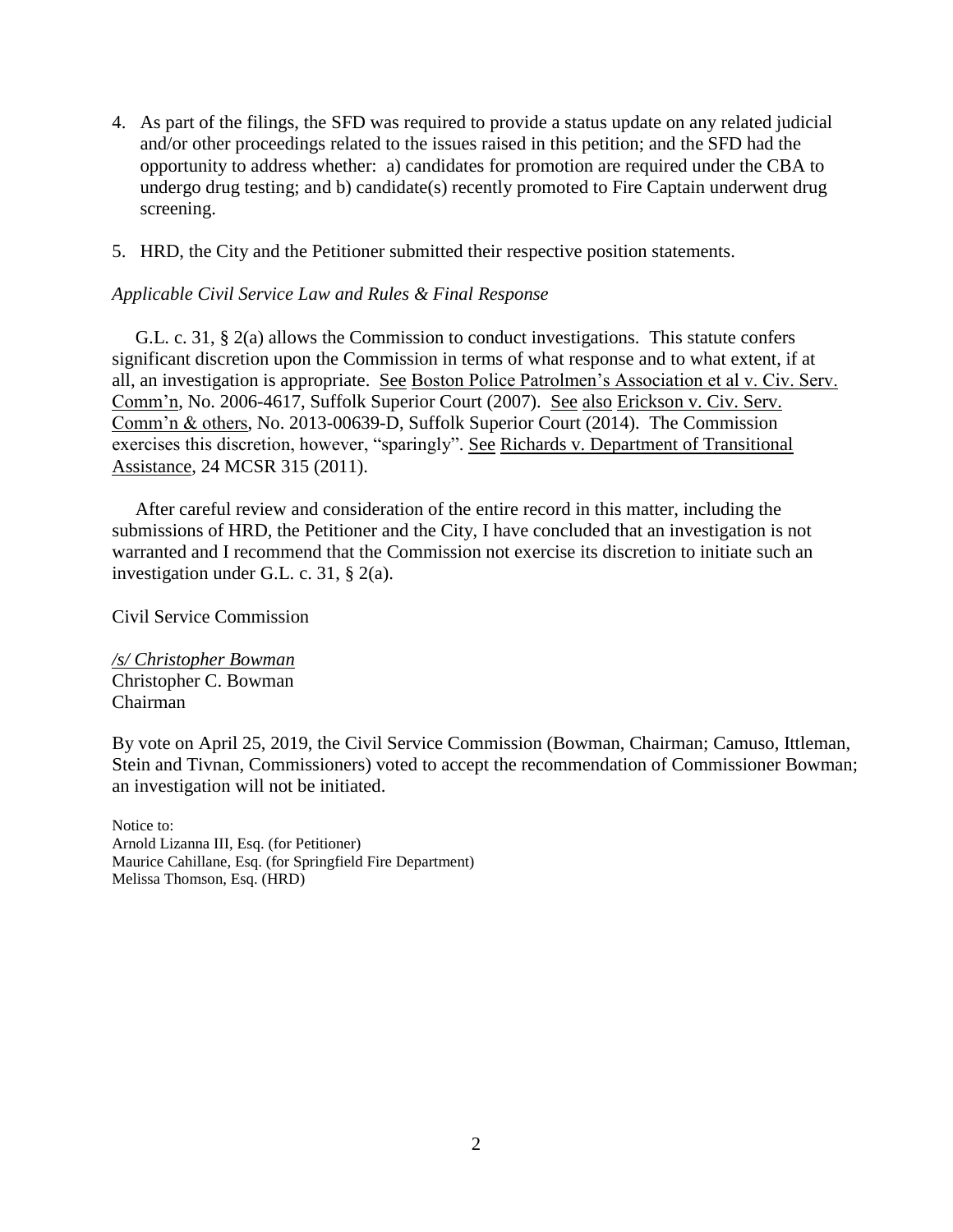4. As part of the filings, the SFD was required to provide a status update on any related judicial and/or other proceedings related to the issues raised in this petition; and the SFD had the opportunity to address whether: a) candidates for promotion are required under the CBA to undergo drug testing; and b) candidate(s) recently promoted to Fire Captain underwent drug screening.

5. HRD, the City and the Petitioner submitted their respective position statements.

*Applicable Civil Service Law and Rules & Final Response*

G.L. c. 31, § 2(a) allows the Commission to conduct investigations. This statute confers significant discretion upon the Commission in terms of what response and to what extent, if at all, an investigation is appropriate. See Boston Police Patrolmen's Association et al v. Civ. Serv. Comm'n, No. 2006-4617, Suffolk Superior Court (2007). See also Erickson v. Civ. Serv. Comm'n & others, No. 2013-00639-D, Suffolk Superior Court (2014). The Commission exercises this discretion, however, "sparingly". See Richards v. Department of Transitional Assistance, 24 MCSR 315 (2011).

After careful review and consideration of the entire record in this matter, including the submissions of HRD, the Petitioner and the City, I have concluded that an investigation is not warranted and I recommend that the Commission not exercise its discretion to initiate such an investigation under G.L. c. 31, § 2(a).

Civil Service Commission

*/s/ Christopher Bowman*
Christopher C. Bowman
Chairman

By vote on April 25, 2019, the Civil Service Commission (Bowman, Chairman; Camuso, Ittleman, Stein and Tivnan, Commissioners) voted to accept the recommendation of Commissioner Bowman; an investigation will not be initiated.

Notice to:
Arnold Lizanna III, Esq. (for Petitioner)
Maurice Cahillane, Esq. (for Springfield Fire Department)
Melissa Thomson, Esq. (HRD)